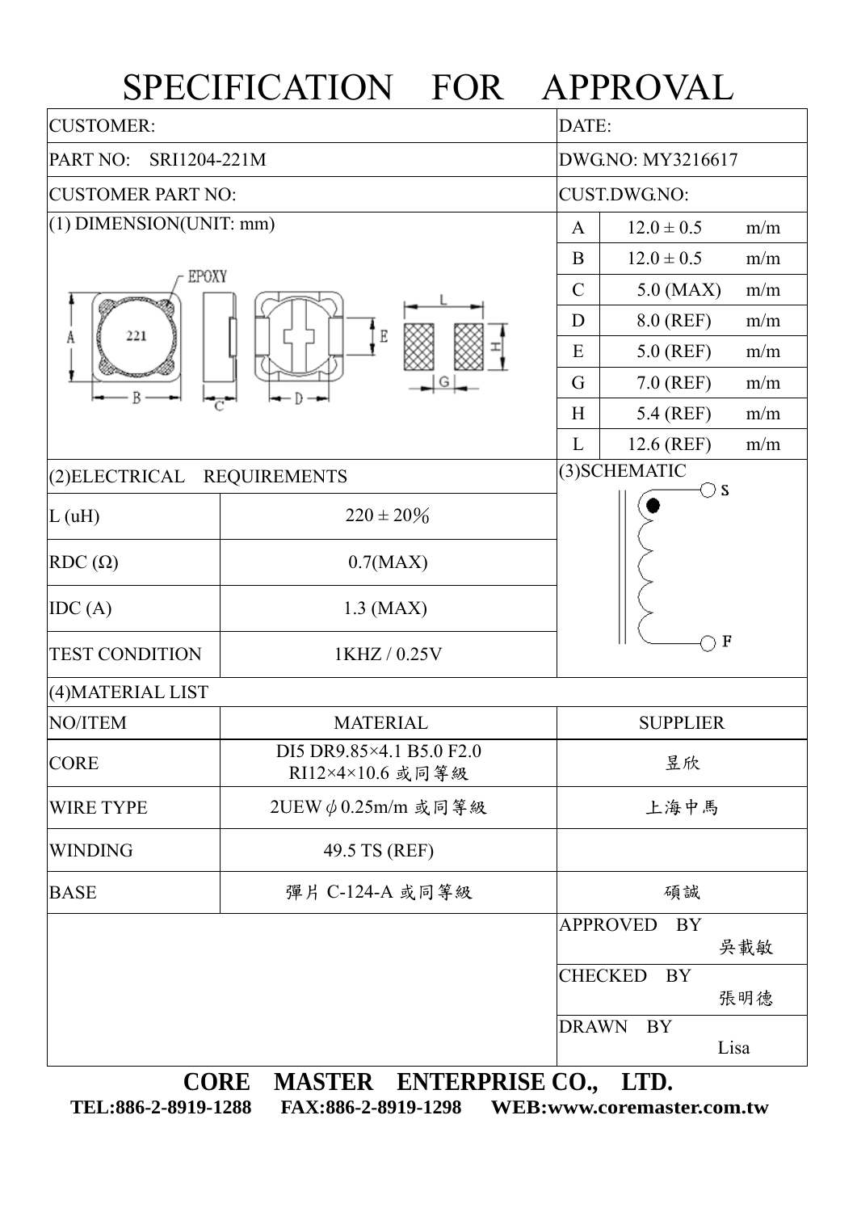# SPECIFICATION FOR APPROVAL

| CUSTOMER: | DATE: |
|---|---|
| PART NO: SRI1204-221M | DWG.NO: MY3216617 |
| CUSTOMER PART NO: | CUST.DWG.NO: |

(1) DIMENSION(UNIT: mm)

| | | |
|---|---|---|
| A | 12.0 ± 0.5 | m/m |
| B | 12.0 ± 0.5 | m/m |
| C | 5.0 (MAX) | m/m |
| D | 8.0 (REF) | m/m |
| E | 5.0 (REF) | m/m |
| G | 7.0 (REF) | m/m |
| H | 5.4 (REF) | m/m |
| L | 12.6 (REF) | m/m |

(2)ELECTRICAL REQUIREMENTS

| | |
|---|---|
| L (uH) | 220 ± 20% |
| RDC (Ω) | 0.7(MAX) |
| IDC (A) | 1.3 (MAX) |
| TEST CONDITION | 1KHZ / 0.25V |

(3)SCHEMATIC

(4)MATERIAL LIST

| NO/ITEM | MATERIAL | SUPPLIER |
|---|---|---|
| CORE | DI5 DR9.85×4.1 B5.0 F2.0 RI12×4×10.6 或同等級 | 昱欣 |
| WIRE TYPE | 2UEW $\phi$0.25m/m 或同等級 | 上海中馬 |
| WINDING | 49.5 TS (REF) | |
| BASE | 彈片 C-124-A 或同等級 | 碩誠 |

| | |
|---|---|
| APPROVED BY | 吳載敏 |
| CHECKED BY | 張明德 |
| DRAWN BY | Lisa |

**CORE MASTER ENTERPRISE CO., LTD.**

**TEL:886-2-8919-1288 FAX:886-2-8919-1298 WEB:www.coremaster.com.tw**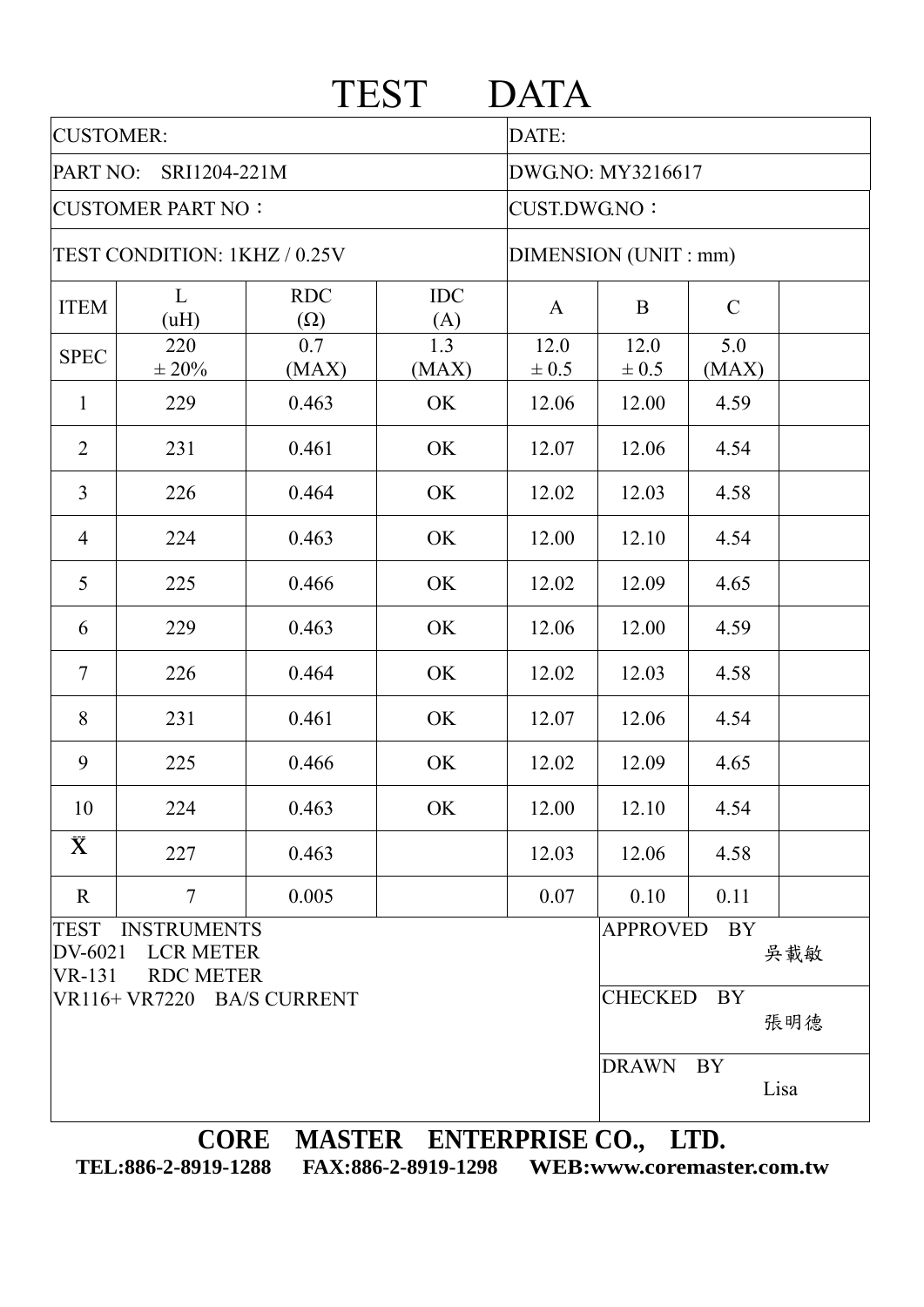# TEST DATA

| CUSTOMER: | | | | DATE: | | | |
|---|---|---|---|---|---|---|---|
| PART NO: SRI1204-221M | | | | DWG.NO: MY3216617 | | | |
| CUSTOMER PART NO： | | | | CUST.DWG.NO： | | | |
| TEST CONDITION: 1KHZ / 0.25V | | | | DIMENSION (UNIT : mm) | | | |
| ITEM | L (uH) | RDC (Ω) | IDC (A) | A | B | C | |
| SPEC | 220 ± 20% | 0.7 (MAX) | 1.3 (MAX) | 12.0 ± 0.5 | 12.0 ± 0.5 | 5.0 (MAX) | |
| 1 | 229 | 0.463 | OK | 12.06 | 12.00 | 4.59 | |
| 2 | 231 | 0.461 | OK | 12.07 | 12.06 | 4.54 | |
| 3 | 226 | 0.464 | OK | 12.02 | 12.03 | 4.58 | |
| 4 | 224 | 0.463 | OK | 12.00 | 12.10 | 4.54 | |
| 5 | 225 | 0.466 | OK | 12.02 | 12.09 | 4.65 | |
| 6 | 229 | 0.463 | OK | 12.06 | 12.00 | 4.59 | |
| 7 | 226 | 0.464 | OK | 12.02 | 12.03 | 4.58 | |
| 8 | 231 | 0.461 | OK | 12.07 | 12.06 | 4.54 | |
| 9 | 225 | 0.466 | OK | 12.02 | 12.09 | 4.65 | |
| 10 | 224 | 0.463 | OK | 12.00 | 12.10 | 4.54 | |
| $\bar{X}$ | 227 | 0.463 | | 12.03 | 12.06 | 4.58 | |
| R | 7 | 0.005 | | 0.07 | 0.10 | 0.11 | |

TEST INSTRUMENTS
DV-6021 LCR METER
VR-131 RDC METER
VR116+ VR7220 BA/S CURRENT

APPROVED BY 吳載敏

CHECKED BY 張明德

DRAWN BY Lisa

**CORE MASTER ENTERPRISE CO., LTD.**

**TEL:886-2-8919-1288 FAX:886-2-8919-1298 WEB:www.coremaster.com.tw**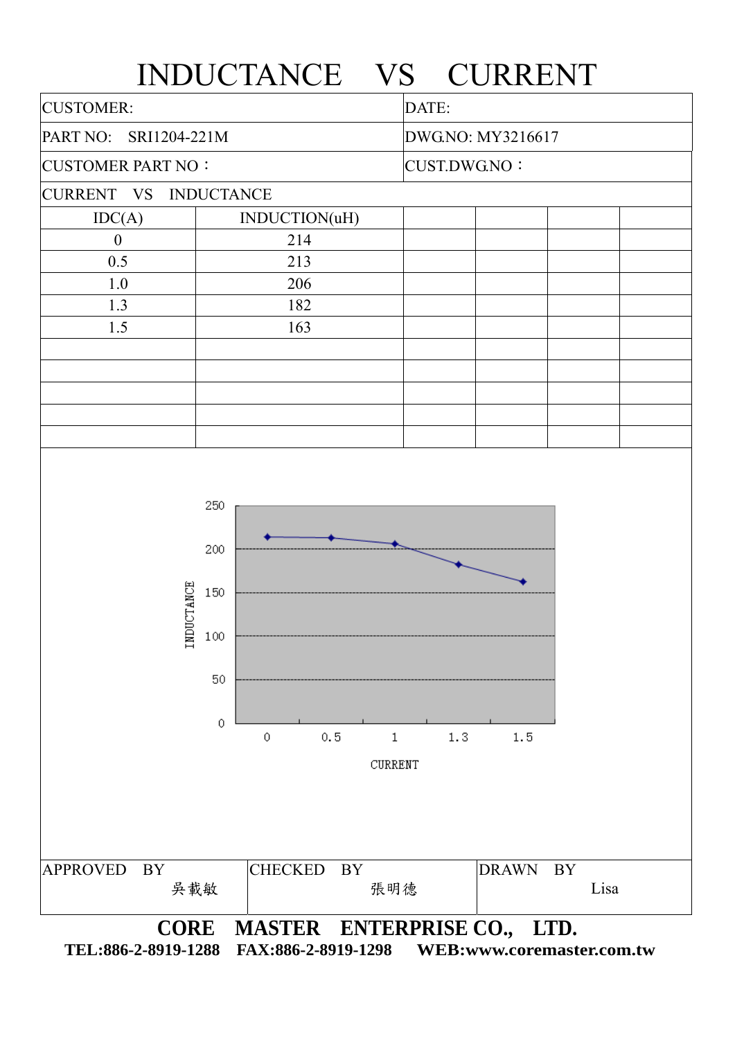# INDUCTANCE VS CURRENT

| | |
|---|---|
| CUSTOMER: | DATE: |
| PART NO: SRI1204-221M | DWG.NO: MY3216617 |
| CUSTOMER PART NO： | CUST.DWG.NO： |

CURRENT VS INDUCTANCE

| IDC(A) | INDUCTION(uH) | | | | |
|---|---|---|---|---|---|
| 0 | 214 | | | | |
| 0.5 | 213 | | | | |
| 1.0 | 206 | | | | |
| 1.3 | 182 | | | | |
| 1.5 | 163 | | | | |
| | | | | | |
| | | | | | |
| | | | | | |
| | | | | | |
| | | | | | |

INDUCTANCE

250
200
150
100
50
0

0
0.5
1
1.3
1.5

CURRENT

| | | |
|---|---|---|
| APPROVED BY 吳載敏 | CHECKED BY 張明德 | DRAWN BY Lisa |

**CORE MASTER ENTERPRISE CO., LTD.**

**TEL:886-2-8919-1288 FAX:886-2-8919-1298 WEB:www.coremaster.com.tw**